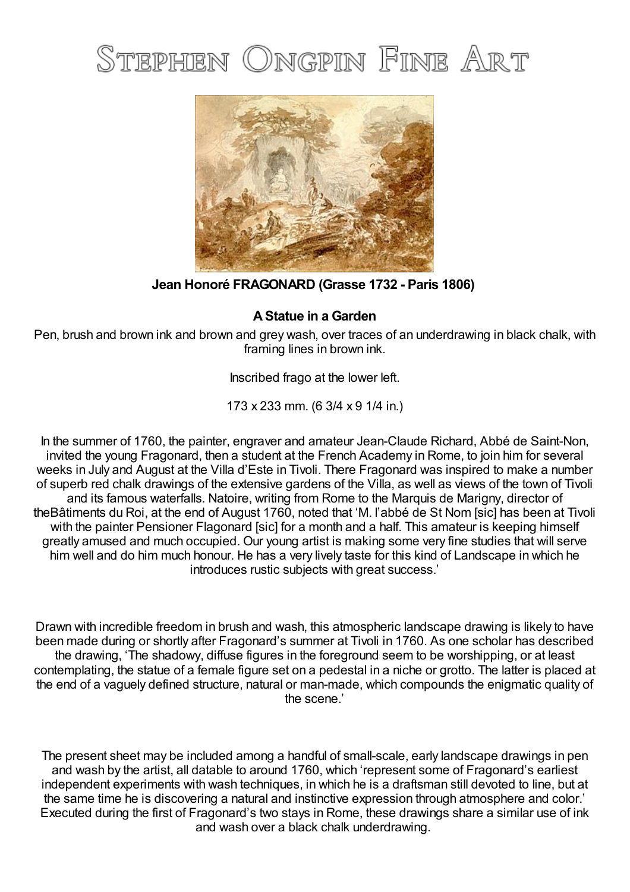# Stephen Ongpin Fine Art

**Jean Honoré FRAGONARD (Grasse 1732 - Paris 1806)**

**A Statue in a Garden**

Pen, brush and brown ink and brown and grey wash, over traces of an underdrawing in black chalk, with framing lines in brown ink.

Inscribed frago at the lower left.

173 x 233 mm. (6 3/4 x 9 1/4 in.)

In the summer of 1760, the painter, engraver and amateur Jean-Claude Richard, Abbé de Saint-Non, invited the young Fragonard, then a student at the French Academy in Rome, to join him for several weeks in July and August at the Villa d'Este in Tivoli. There Fragonard was inspired to make a number of superb red chalk drawings of the extensive gardens of the Villa, as well as views of the town of Tivoli and its famous waterfalls. Natoire, writing from Rome to the Marquis de Marigny, director of theBâtiments du Roi, at the end of August 1760, noted that 'M. l'abbé de St Nom [sic] has been at Tivoli with the painter Pensioner Flagonard [sic] for a month and a half. This amateur is keeping himself greatly amused and much occupied. Our young artist is making some very fine studies that will serve him well and do him much honour. He has a very lively taste for this kind of Landscape in which he introduces rustic subjects with great success.'

Drawn with incredible freedom in brush and wash, this atmospheric landscape drawing is likely to have been made during or shortly after Fragonard's summer at Tivoli in 1760. As one scholar has described the drawing, 'The shadowy, diffuse figures in the foreground seem to be worshipping, or at least contemplating, the statue of a female figure set on a pedestal in a niche or grotto. The latter is placed at the end of a vaguely defined structure, natural or man-made, which compounds the enigmatic quality of the scene.'

The present sheet may be included among a handful of small-scale, early landscape drawings in pen and wash by the artist, all datable to around 1760, which 'represent some of Fragonard's earliest independent experiments with wash techniques, in which he is a draftsman still devoted to line, but at the same time he is discovering a natural and instinctive expression through atmosphere and color.' Executed during the first of Fragonard's two stays in Rome, these drawings share a similar use of ink and wash over a black chalk underdrawing.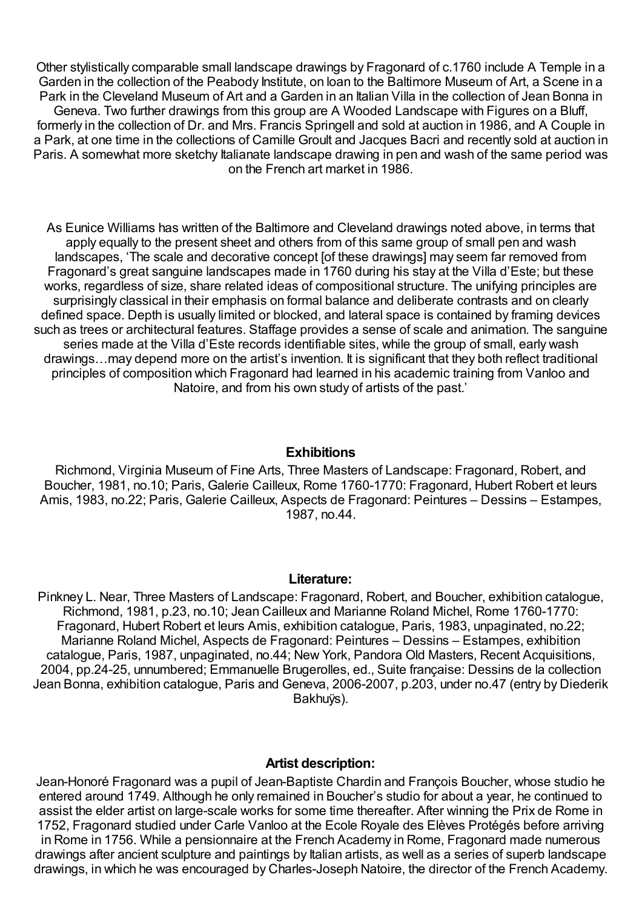Other stylistically comparable small landscape drawings by Fragonard of c.1760 include A Temple in a Garden in the collection of the Peabody Institute, on loan to the Baltimore Museum of Art, a Scene in a Park in the Cleveland Museum of Art and a Garden in an Italian Villa in the collection of Jean Bonna in Geneva. Two further drawings from this group are A Wooded Landscape with Figures on a Bluff, formerly in the collection of Dr. and Mrs. Francis Springell and sold at auction in 1986, and A Couple in a Park, at one time in the collections of Camille Groult and Jacques Bacri and recently sold at auction in Paris. A somewhat more sketchy Italianate landscape drawing in pen and wash of the same period was on the French art market in 1986.

As Eunice Williams has written of the Baltimore and Cleveland drawings noted above, in terms that apply equally to the present sheet and others from of this same group of small pen and wash landscapes, 'The scale and decorative concept [of these drawings] may seem far removed from Fragonard's great sanguine landscapes made in 1760 during his stay at the Villa d'Este; but these works, regardless of size, share related ideas of compositional structure. The unifying principles are surprisingly classical in their emphasis on formal balance and deliberate contrasts and on clearly defined space. Depth is usually limited or blocked, and lateral space is contained by framing devices such as trees or architectural features. Staffage provides a sense of scale and animation. The sanguine series made at the Villa d'Este records identifiable sites, while the group of small, early wash drawings…may depend more on the artist's invention. It is significant that they both reflect traditional principles of composition which Fragonard had learned in his academic training from Vanloo and Natoire, and from his own study of artists of the past.'

**Exhibitions**

Richmond, Virginia Museum of Fine Arts, Three Masters of Landscape: Fragonard, Robert, and Boucher, 1981, no.10; Paris, Galerie Cailleux, Rome 1760-1770: Fragonard, Hubert Robert et leurs Amis, 1983, no.22; Paris, Galerie Cailleux, Aspects de Fragonard: Peintures – Dessins – Estampes, 1987, no.44.

**Literature:**

Pinkney L. Near, Three Masters of Landscape: Fragonard, Robert, and Boucher, exhibition catalogue, Richmond, 1981, p.23, no.10; Jean Cailleux and Marianne Roland Michel, Rome 1760-1770: Fragonard, Hubert Robert et leurs Amis, exhibition catalogue, Paris, 1983, unpaginated, no.22; Marianne Roland Michel, Aspects de Fragonard: Peintures – Dessins – Estampes, exhibition catalogue, Paris, 1987, unpaginated, no.44; New York, Pandora Old Masters, Recent Acquisitions, 2004, pp.24-25, unnumbered; Emmanuelle Brugerolles, ed., Suite française: Dessins de la collection Jean Bonna, exhibition catalogue, Paris and Geneva, 2006-2007, p.203, under no.47 (entry by Diederik Bakhuÿs).

**Artist description:**

Jean-Honoré Fragonard was a pupil of Jean-Baptiste Chardin and François Boucher, whose studio he entered around 1749. Although he only remained in Boucher's studio for about a year, he continued to assist the elder artist on large-scale works for some time thereafter. After winning the Prix de Rome in 1752, Fragonard studied under Carle Vanloo at the Ecole Royale des Elèves Protégés before arriving in Rome in 1756. While a pensionnaire at the French Academy in Rome, Fragonard made numerous drawings after ancient sculpture and paintings by Italian artists, as well as a series of superb landscape drawings, in which he was encouraged by Charles-Joseph Natoire, the director of the French Academy.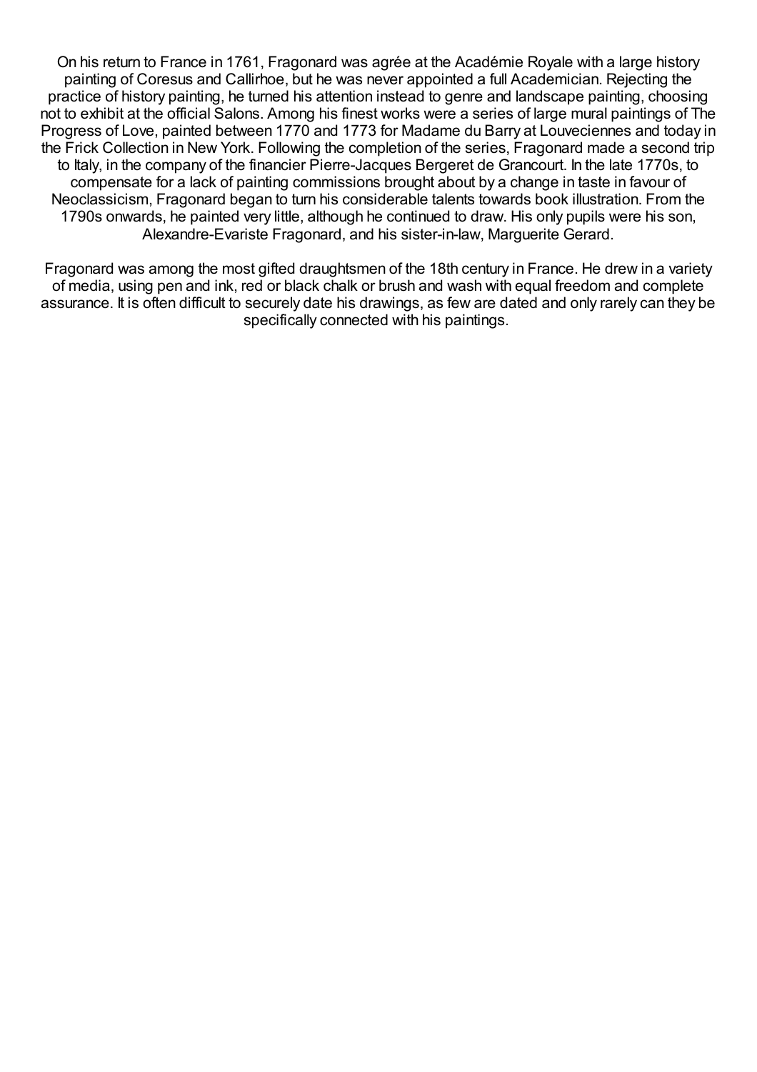On his return to France in 1761, Fragonard was agrée at the Académie Royale with a large history painting of Coresus and Callirhoe, but he was never appointed a full Academician. Rejecting the practice of history painting, he turned his attention instead to genre and landscape painting, choosing not to exhibit at the official Salons. Among his finest works were a series of large mural paintings of The Progress of Love, painted between 1770 and 1773 for Madame du Barry at Louveciennes and today in the Frick Collection in New York. Following the completion of the series, Fragonard made a second trip to Italy, in the company of the financier Pierre-Jacques Bergeret de Grancourt. In the late 1770s, to compensate for a lack of painting commissions brought about by a change in taste in favour of Neoclassicism, Fragonard began to turn his considerable talents towards book illustration. From the 1790s onwards, he painted very little, although he continued to draw. His only pupils were his son, Alexandre-Evariste Fragonard, and his sister-in-law, Marguerite Gerard.

Fragonard was among the most gifted draughtsmen of the 18th century in France. He drew in a variety of media, using pen and ink, red or black chalk or brush and wash with equal freedom and complete assurance. It is often difficult to securely date his drawings, as few are dated and only rarely can they be specifically connected with his paintings.